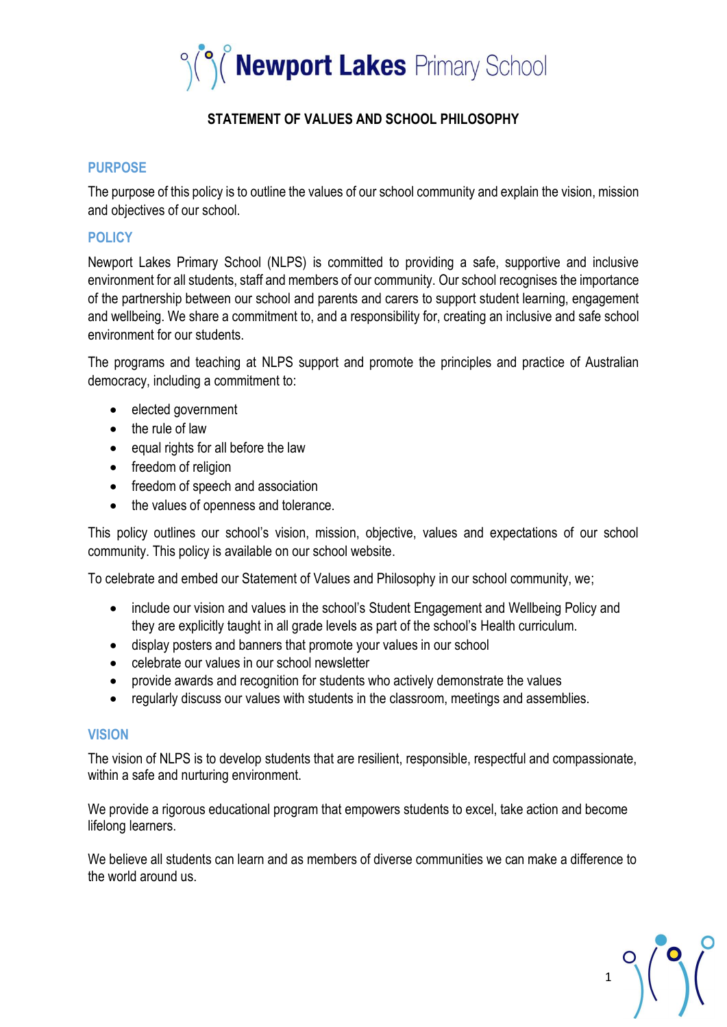# Newport Lakes Primary School

## STATEMENT OF VALUES AND SCHOOL PHILOSOPHY

### PURPOSE

The purpose of this policy is to outline the values of our school community and explain the vision, mission and objectives of our school.

### POLICY

Newport Lakes Primary School (NLPS) is committed to providing a safe, supportive and inclusive environment for all students, staff and members of our community. Our school recognises the importance of the partnership between our school and parents and carers to support student learning, engagement and wellbeing. We share a commitment to, and a responsibility for, creating an inclusive and safe school environment for our students.

The programs and teaching at NLPS support and promote the principles and practice of Australian democracy, including a commitment to:

- elected government
- the rule of law
- equal rights for all before the law
- freedom of religion
- freedom of speech and association
- the values of openness and tolerance.

This policy outlines our school's vision, mission, objective, values and expectations of our school community. This policy is available on our school website.

To celebrate and embed our Statement of Values and Philosophy in our school community, we;

- include our vision and values in the school's Student Engagement and Wellbeing Policy and they are explicitly taught in all grade levels as part of the school's Health curriculum.
- display posters and banners that promote your values in our school
- celebrate our values in our school newsletter
- provide awards and recognition for students who actively demonstrate the values
- regularly discuss our values with students in the classroom, meetings and assemblies.

### VISION

The vision of NLPS is to develop students that are resilient, responsible, respectful and compassionate, within a safe and nurturing environment.

We provide a rigorous educational program that empowers students to excel, take action and become lifelong learners.

We believe all students can learn and as members of diverse communities we can make a difference to the world around us.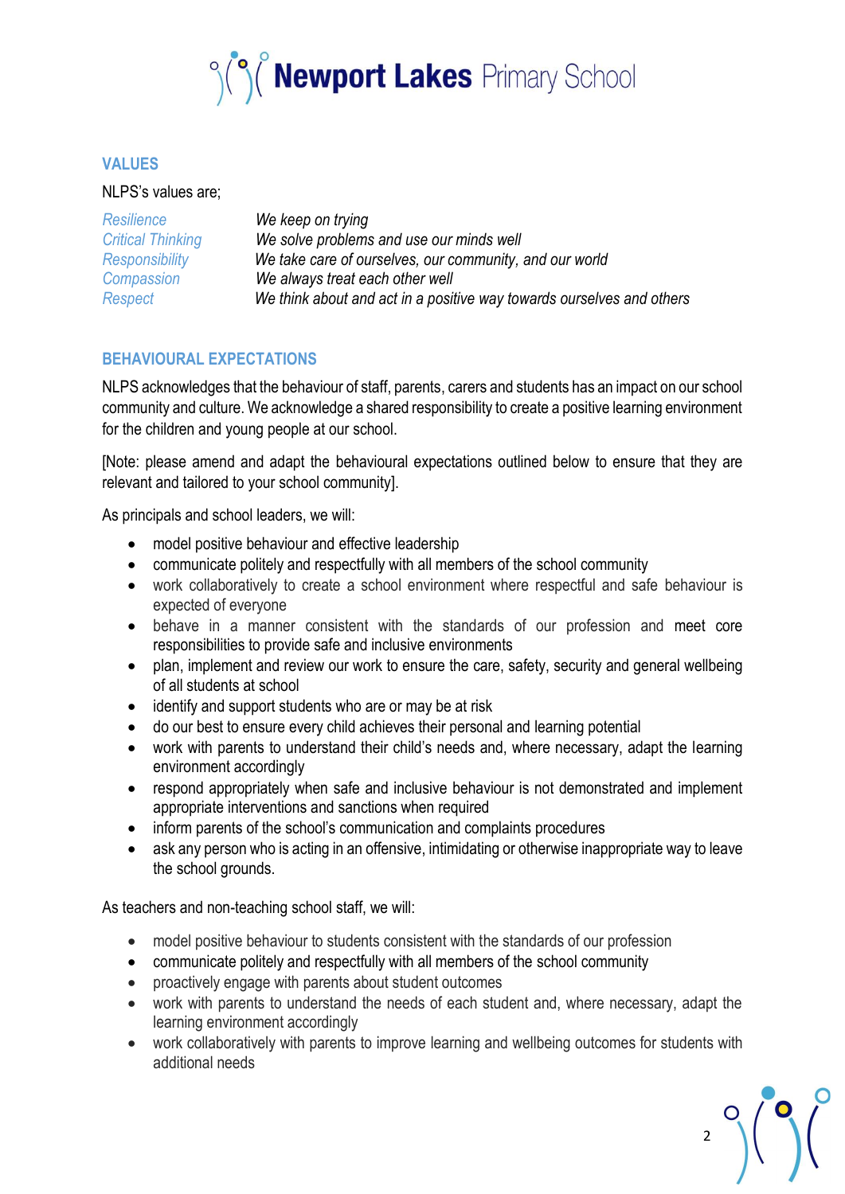## VALUES

NLPS's values are;

| | |
|---|---|
| *Resilience* | *We keep on trying* |
| *Critical Thinking* | *We solve problems and use our minds well* |
| *Responsibility* | *We take care of ourselves, our community, and our world* |
| *Compassion* | *We always treat each other well* |
| *Respect* | *We think about and act in a positive way towards ourselves and others* |

## BEHAVIOURAL EXPECTATIONS

NLPS acknowledges that the behaviour of staff, parents, carers and students has an impact on our school community and culture. We acknowledge a shared responsibility to create a positive learning environment for the children and young people at our school.

[Note: please amend and adapt the behavioural expectations outlined below to ensure that they are relevant and tailored to your school community].

As principals and school leaders, we will:

- model positive behaviour and effective leadership
- communicate politely and respectfully with all members of the school community
- work collaboratively to create a school environment where respectful and safe behaviour is expected of everyone
- behave in a manner consistent with the standards of our profession and meet core responsibilities to provide safe and inclusive environments
- plan, implement and review our work to ensure the care, safety, security and general wellbeing of all students at school
- identify and support students who are or may be at risk
- do our best to ensure every child achieves their personal and learning potential
- work with parents to understand their child's needs and, where necessary, adapt the learning environment accordingly
- respond appropriately when safe and inclusive behaviour is not demonstrated and implement appropriate interventions and sanctions when required
- inform parents of the school's communication and complaints procedures
- ask any person who is acting in an offensive, intimidating or otherwise inappropriate way to leave the school grounds.

As teachers and non-teaching school staff, we will:

- model positive behaviour to students consistent with the standards of our profession
- communicate politely and respectfully with all members of the school community
- proactively engage with parents about student outcomes
- work with parents to understand the needs of each student and, where necessary, adapt the learning environment accordingly
- work collaboratively with parents to improve learning and wellbeing outcomes for students with additional needs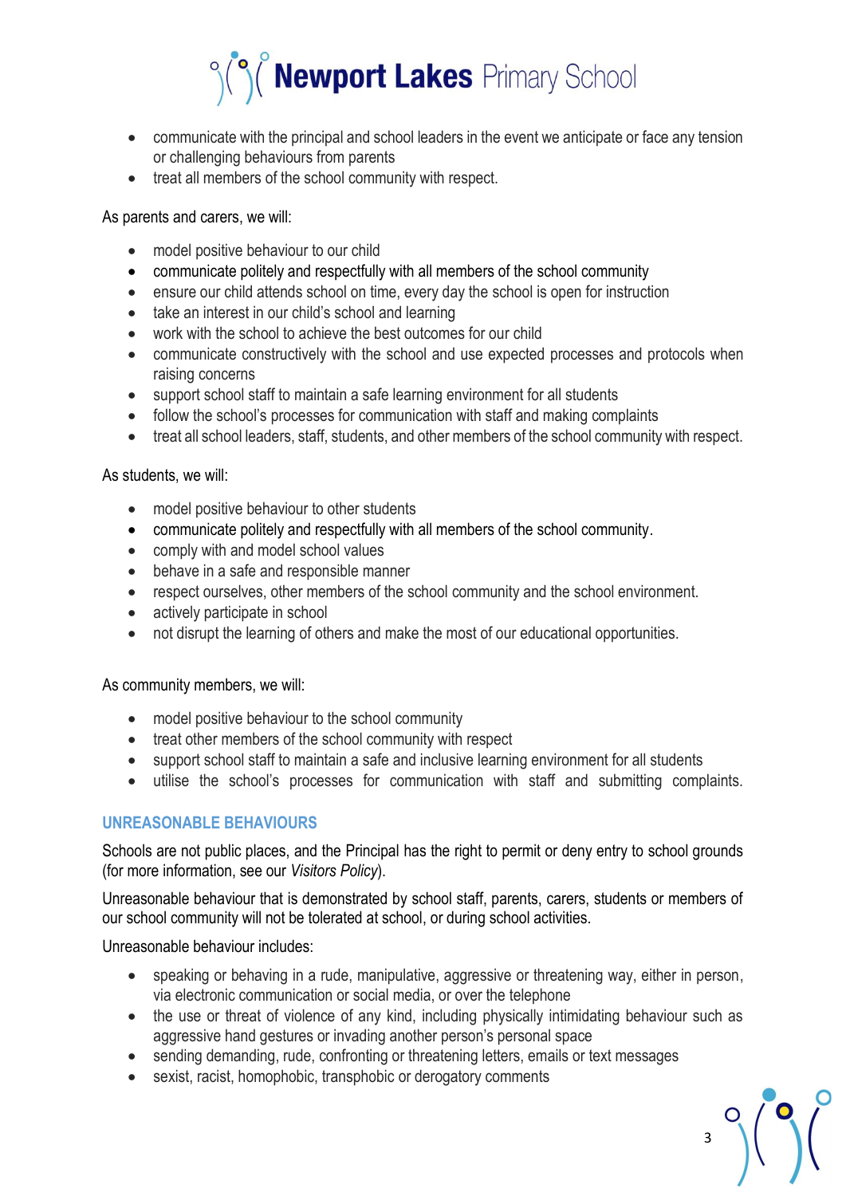- communicate with the principal and school leaders in the event we anticipate or face any tension or challenging behaviours from parents
- treat all members of the school community with respect.

As parents and carers, we will:

- model positive behaviour to our child
- communicate politely and respectfully with all members of the school community
- ensure our child attends school on time, every day the school is open for instruction
- take an interest in our child's school and learning
- work with the school to achieve the best outcomes for our child
- communicate constructively with the school and use expected processes and protocols when raising concerns
- support school staff to maintain a safe learning environment for all students
- follow the school's processes for communication with staff and making complaints
- treat all school leaders, staff, students, and other members of the school community with respect.

As students, we will:

- model positive behaviour to other students
- communicate politely and respectfully with all members of the school community.
- comply with and model school values
- behave in a safe and responsible manner
- respect ourselves, other members of the school community and the school environment.
- actively participate in school
- not disrupt the learning of others and make the most of our educational opportunities.

As community members, we will:

- model positive behaviour to the school community
- treat other members of the school community with respect
- support school staff to maintain a safe and inclusive learning environment for all students
- utilise the school's processes for communication with staff and submitting complaints.

## UNREASONABLE BEHAVIOURS

Schools are not public places, and the Principal has the right to permit or deny entry to school grounds (for more information, see our *Visitors Policy*).

Unreasonable behaviour that is demonstrated by school staff, parents, carers, students or members of our school community will not be tolerated at school, or during school activities.

Unreasonable behaviour includes:

- speaking or behaving in a rude, manipulative, aggressive or threatening way, either in person, via electronic communication or social media, or over the telephone
- the use or threat of violence of any kind, including physically intimidating behaviour such as aggressive hand gestures or invading another person's personal space
- sending demanding, rude, confronting or threatening letters, emails or text messages
- sexist, racist, homophobic, transphobic or derogatory comments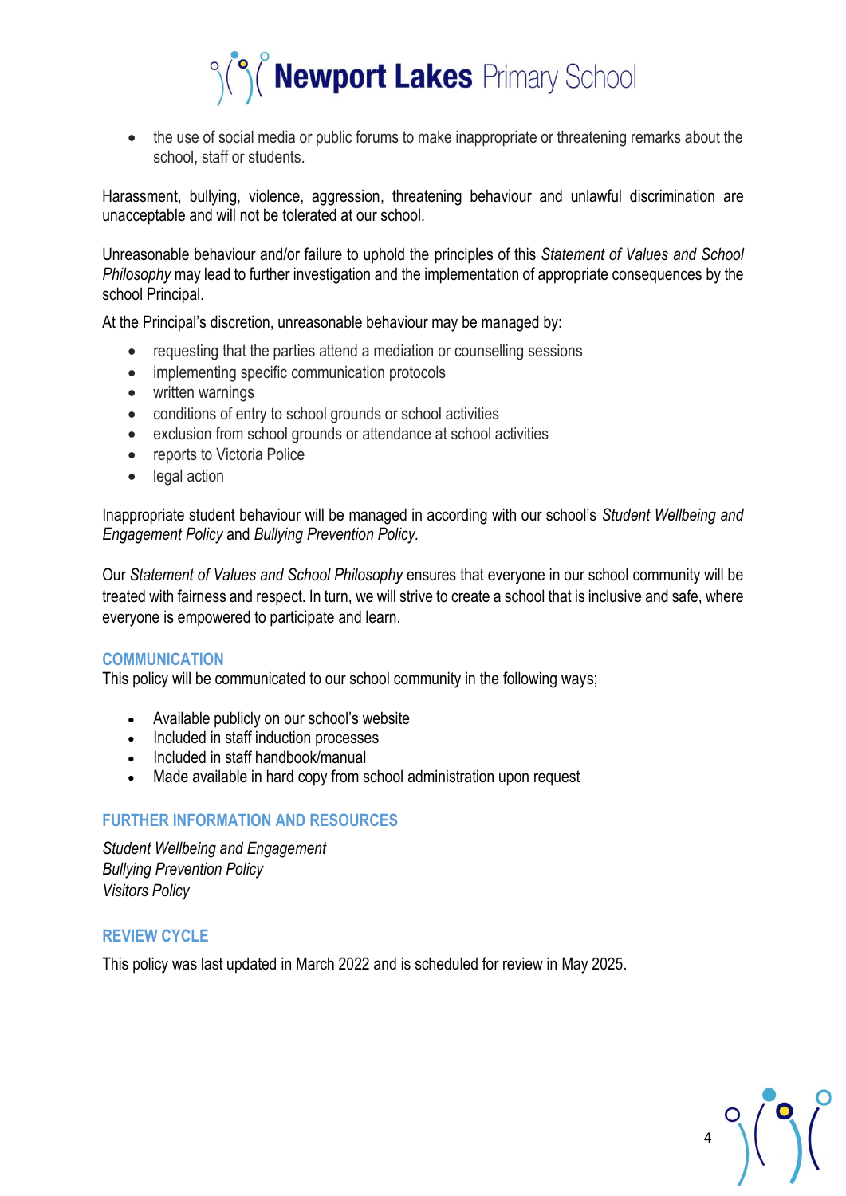- the use of social media or public forums to make inappropriate or threatening remarks about the school, staff or students.

Harassment, bullying, violence, aggression, threatening behaviour and unlawful discrimination are unacceptable and will not be tolerated at our school.

Unreasonable behaviour and/or failure to uphold the principles of this *Statement of Values and School Philosophy* may lead to further investigation and the implementation of appropriate consequences by the school Principal.

At the Principal's discretion, unreasonable behaviour may be managed by:

- requesting that the parties attend a mediation or counselling sessions
- implementing specific communication protocols
- written warnings
- conditions of entry to school grounds or school activities
- exclusion from school grounds or attendance at school activities
- reports to Victoria Police
- legal action

Inappropriate student behaviour will be managed in according with our school's *Student Wellbeing and Engagement Policy* and *Bullying Prevention Policy*.

Our *Statement of Values and School Philosophy* ensures that everyone in our school community will be treated with fairness and respect. In turn, we will strive to create a school that is inclusive and safe, where everyone is empowered to participate and learn.

## COMMUNICATION

This policy will be communicated to our school community in the following ways;

- Available publicly on our school's website
- Included in staff induction processes
- Included in staff handbook/manual
- Made available in hard copy from school administration upon request

## FURTHER INFORMATION AND RESOURCES

*Student Wellbeing and Engagement*
*Bullying Prevention Policy*
*Visitors Policy*

## REVIEW CYCLE

This policy was last updated in March 2022 and is scheduled for review in May 2025.